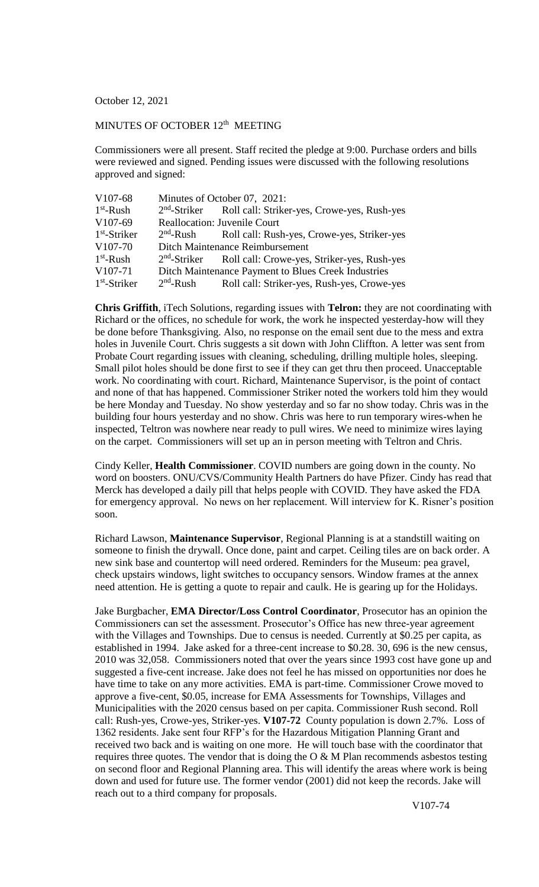October 12, 2021

MINUTES OF OCTOBER 12th MEETING

Commissioners were all present. Staff recited the pledge at 9:00. Purchase orders and bills were reviewed and signed. Pending issues were discussed with the following resolutions approved and signed:

| | | |
|---|---|---|
| V107-68 | Minutes of October 07, 2021: | |
| 1st-Rush | 2nd-Striker | Roll call: Striker-yes, Crowe-yes, Rush-yes |
| V107-69 | Reallocation: Juvenile Court | |
| 1st-Striker | 2nd-Rush | Roll call: Rush-yes, Crowe-yes, Striker-yes |
| V107-70 | Ditch Maintenance Reimbursement | |
| 1st-Rush | 2nd-Striker | Roll call: Crowe-yes, Striker-yes, Rush-yes |
| V107-71 | Ditch Maintenance Payment to Blues Creek Industries | |
| 1st-Striker | 2nd-Rush | Roll call: Striker-yes, Rush-yes, Crowe-yes |

**Chris Griffith**, iTech Solutions, regarding issues with **Telron:** they are not coordinating with Richard or the offices, no schedule for work, the work he inspected yesterday-how will they be done before Thanksgiving. Also, no response on the email sent due to the mess and extra holes in Juvenile Court. Chris suggests a sit down with John Cliffton. A letter was sent from Probate Court regarding issues with cleaning, scheduling, drilling multiple holes, sleeping. Small pilot holes should be done first to see if they can get thru then proceed. Unacceptable work. No coordinating with court. Richard, Maintenance Supervisor, is the point of contact and none of that has happened. Commissioner Striker noted the workers told him they would be here Monday and Tuesday. No show yesterday and so far no show today. Chris was in the building four hours yesterday and no show. Chris was here to run temporary wires-when he inspected, Teltron was nowhere near ready to pull wires. We need to minimize wires laying on the carpet. Commissioners will set up an in person meeting with Teltron and Chris.

Cindy Keller, **Health Commissioner**. COVID numbers are going down in the county. No word on boosters. ONU/CVS/Community Health Partners do have Pfizer. Cindy has read that Merck has developed a daily pill that helps people with COVID. They have asked the FDA for emergency approval. No news on her replacement. Will interview for K. Risner's position soon.

Richard Lawson, **Maintenance Supervisor**, Regional Planning is at a standstill waiting on someone to finish the drywall. Once done, paint and carpet. Ceiling tiles are on back order. A new sink base and countertop will need ordered. Reminders for the Museum: pea gravel, check upstairs windows, light switches to occupancy sensors. Window frames at the annex need attention. He is getting a quote to repair and caulk. He is gearing up for the Holidays.

Jake Burgbacher, **EMA Director/Loss Control Coordinator**, Prosecutor has an opinion the Commissioners can set the assessment. Prosecutor's Office has new three-year agreement with the Villages and Townships. Due to census is needed. Currently at $0.25 per capita, as established in 1994. Jake asked for a three-cent increase to $0.28. 30, 696 is the new census, 2010 was 32,058. Commissioners noted that over the years since 1993 cost have gone up and suggested a five-cent increase. Jake does not feel he has missed on opportunities nor does he have time to take on any more activities. EMA is part-time. Commissioner Crowe moved to approve a five-cent, $0.05, increase for EMA Assessments for Townships, Villages and Municipalities with the 2020 census based on per capita. Commissioner Rush second. Roll call: Rush-yes, Crowe-yes, Striker-yes. **V107-72** County population is down 2.7%. Loss of 1362 residents. Jake sent four RFP's for the Hazardous Mitigation Planning Grant and received two back and is waiting on one more. He will touch base with the coordinator that requires three quotes. The vendor that is doing the O & M Plan recommends asbestos testing on second floor and Regional Planning area. This will identify the areas where work is being down and used for future use. The former vendor (2001) did not keep the records. Jake will reach out to a third company for proposals.

V107-74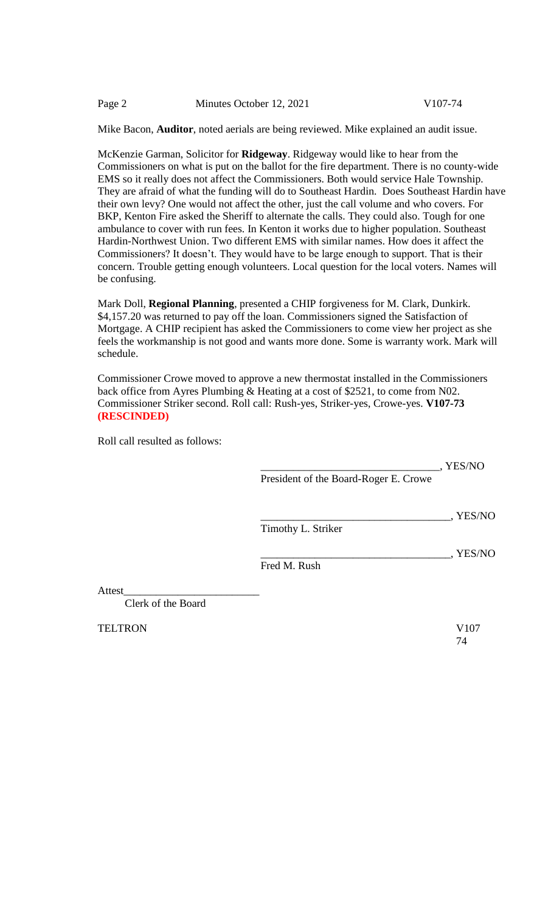Mike Bacon, **Auditor**, noted aerials are being reviewed. Mike explained an audit issue.

McKenzie Garman, Solicitor for **Ridgeway**. Ridgeway would like to hear from the Commissioners on what is put on the ballot for the fire department. There is no county-wide EMS so it really does not affect the Commissioners. Both would service Hale Township. They are afraid of what the funding will do to Southeast Hardin. Does Southeast Hardin have their own levy? One would not affect the other, just the call volume and who covers. For BKP, Kenton Fire asked the Sheriff to alternate the calls. They could also. Tough for one ambulance to cover with run fees. In Kenton it works due to higher population. Southeast Hardin-Northwest Union. Two different EMS with similar names. How does it affect the Commissioners? It doesn't. They would have to be large enough to support. That is their concern. Trouble getting enough volunteers. Local question for the local voters. Names will be confusing.

Mark Doll, **Regional Planning**, presented a CHIP forgiveness for M. Clark, Dunkirk. $4,157.20 was returned to pay off the loan. Commissioners signed the Satisfaction of Mortgage. A CHIP recipient has asked the Commissioners to come view her project as she feels the workmanship is not good and wants more done. Some is warranty work. Mark will schedule.

Commissioner Crowe moved to approve a new thermostat installed in the Commissioners back office from Ayres Plumbing & Heating at a cost of $2521, to come from N02. Commissioner Striker second. Roll call: Rush-yes, Striker-yes, Crowe-yes. **V107-73 (RESCINDED)**

Roll call resulted as follows:

_________________________________, YES/NO
President of the Board-Roger E. Crowe

__________________________________, YES/NO
Timothy L. Striker

__________________________________, YES/NO
Fred M. Rush

Attest________________________
Clerk of the Board

TELTRON

V107
74